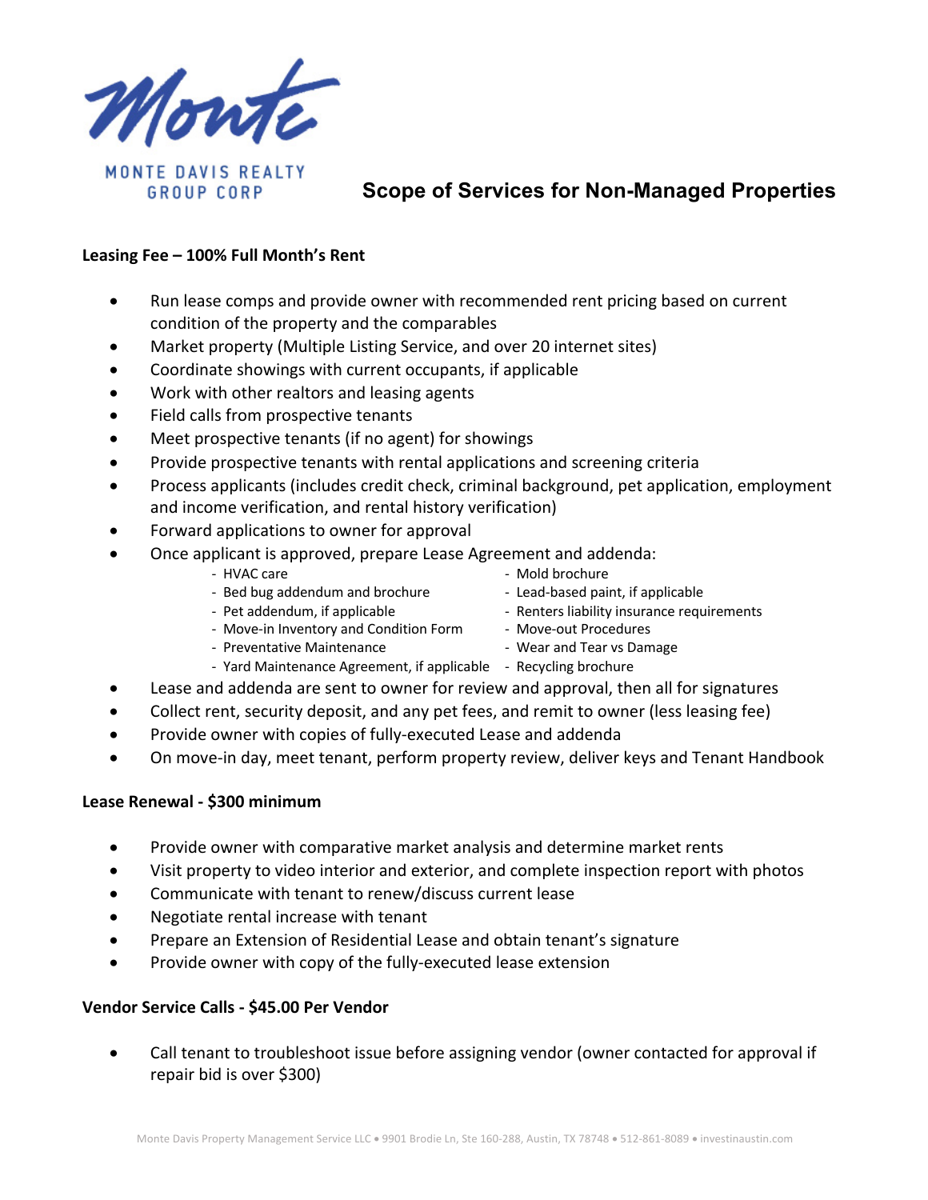MONTE DAVIS REALTY GROUP CORP

# Scope of Services for Non-Managed Properties

**Leasing Fee – 100% Full Month's Rent**

- Run lease comps and provide owner with recommended rent pricing based on current condition of the property and the comparables
- Market property (Multiple Listing Service, and over 20 internet sites)
- Coordinate showings with current occupants, if applicable
- Work with other realtors and leasing agents
- Field calls from prospective tenants
- Meet prospective tenants (if no agent) for showings
- Provide prospective tenants with rental applications and screening criteria
- Process applicants (includes credit check, criminal background, pet application, employment and income verification, and rental history verification)
- Forward applications to owner for approval
- Once applicant is approved, prepare Lease Agreement and addenda:
  - HVAC care
  - Bed bug addendum and brochure
  - Pet addendum, if applicable
  - Move-in Inventory and Condition Form
  - Preventative Maintenance
  - Yard Maintenance Agreement, if applicable
  - Mold brochure
  - Lead-based paint, if applicable
  - Renters liability insurance requirements
  - Move-out Procedures
  - Wear and Tear vs Damage
  - Recycling brochure
- Lease and addenda are sent to owner for review and approval, then all for signatures
- Collect rent, security deposit, and any pet fees, and remit to owner (less leasing fee)
- Provide owner with copies of fully-executed Lease and addenda
- On move-in day, meet tenant, perform property review, deliver keys and Tenant Handbook

**Lease Renewal - $300 minimum**

- Provide owner with comparative market analysis and determine market rents
- Visit property to video interior and exterior, and complete inspection report with photos
- Communicate with tenant to renew/discuss current lease
- Negotiate rental increase with tenant
- Prepare an Extension of Residential Lease and obtain tenant's signature
- Provide owner with copy of the fully-executed lease extension

**Vendor Service Calls - $45.00 Per Vendor**

- Call tenant to troubleshoot issue before assigning vendor (owner contacted for approval if repair bid is over $300)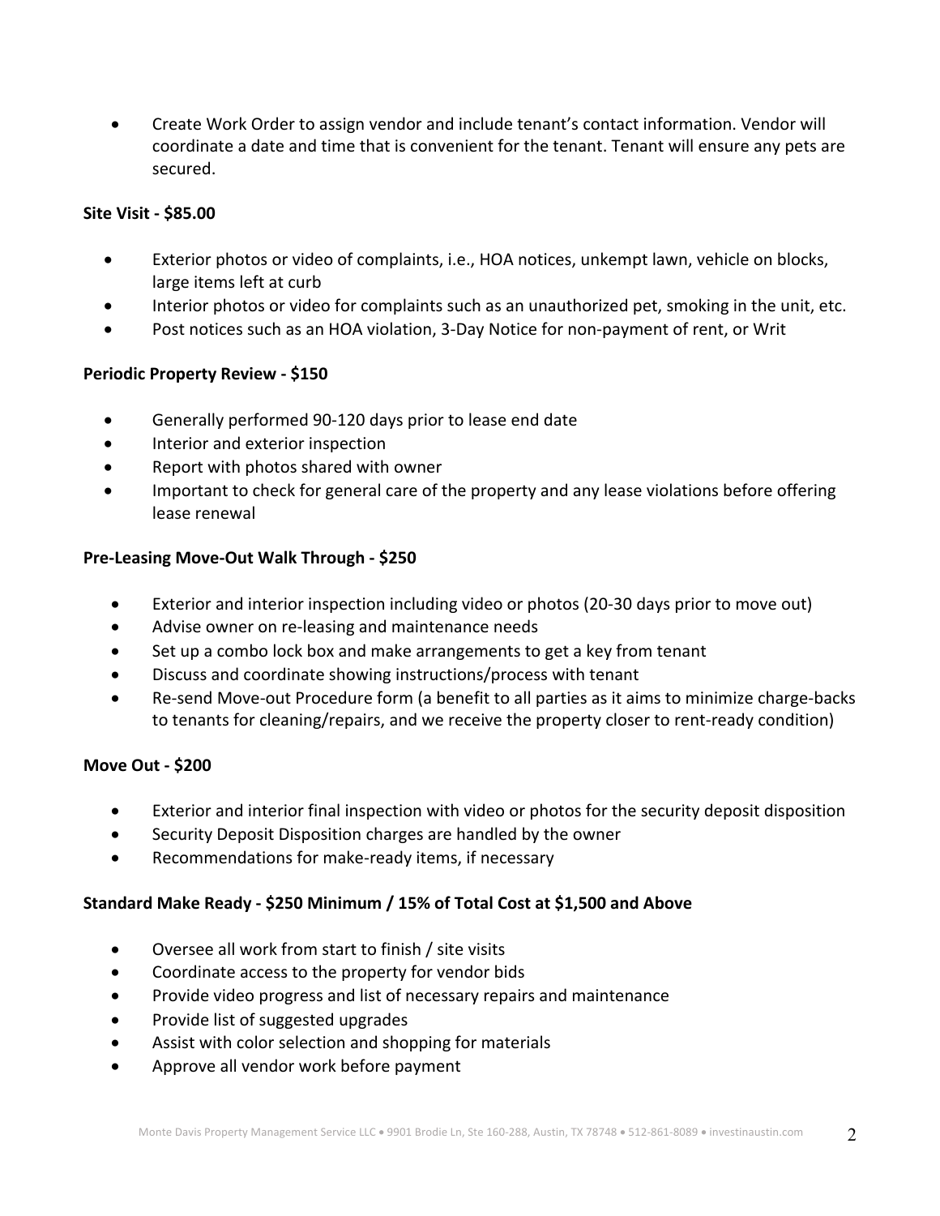- Create Work Order to assign vendor and include tenant's contact information. Vendor will coordinate a date and time that is convenient for the tenant. Tenant will ensure any pets are secured.

**Site Visit - $85.00**

- Exterior photos or video of complaints, i.e., HOA notices, unkempt lawn, vehicle on blocks, large items left at curb
- Interior photos or video for complaints such as an unauthorized pet, smoking in the unit, etc.
- Post notices such as an HOA violation, 3-Day Notice for non-payment of rent, or Writ

**Periodic Property Review - $150**

- Generally performed 90-120 days prior to lease end date
- Interior and exterior inspection
- Report with photos shared with owner
- Important to check for general care of the property and any lease violations before offering lease renewal

**Pre-Leasing Move-Out Walk Through - $250**

- Exterior and interior inspection including video or photos (20-30 days prior to move out)
- Advise owner on re-leasing and maintenance needs
- Set up a combo lock box and make arrangements to get a key from tenant
- Discuss and coordinate showing instructions/process with tenant
- Re-send Move-out Procedure form (a benefit to all parties as it aims to minimize charge-backs to tenants for cleaning/repairs, and we receive the property closer to rent-ready condition)

**Move Out - $200**

- Exterior and interior final inspection with video or photos for the security deposit disposition
- Security Deposit Disposition charges are handled by the owner
- Recommendations for make-ready items, if necessary

**Standard Make Ready - $250 Minimum / 15% of Total Cost at $1,500 and Above**

- Oversee all work from start to finish / site visits
- Coordinate access to the property for vendor bids
- Provide video progress and list of necessary repairs and maintenance
- Provide list of suggested upgrades
- Assist with color selection and shopping for materials
- Approve all vendor work before payment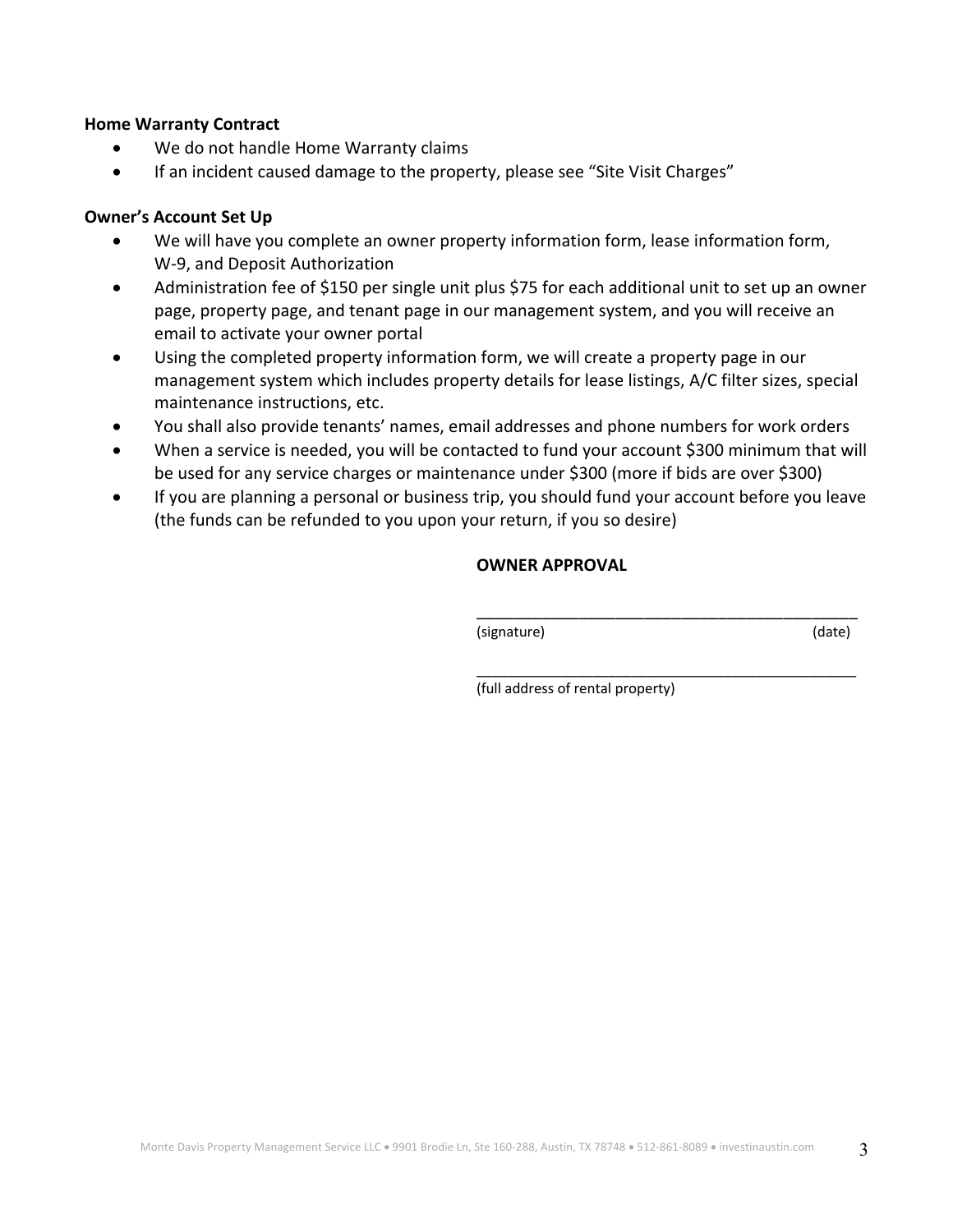**Home Warranty Contract**

- We do not handle Home Warranty claims
- If an incident caused damage to the property, please see "Site Visit Charges"

**Owner's Account Set Up**

- We will have you complete an owner property information form, lease information form, W-9, and Deposit Authorization
- Administration fee of $150 per single unit plus $75 for each additional unit to set up an owner page, property page, and tenant page in our management system, and you will receive an email to activate your owner portal
- Using the completed property information form, we will create a property page in our management system which includes property details for lease listings, A/C filter sizes, special maintenance instructions, etc.
- You shall also provide tenants' names, email addresses and phone numbers for work orders
- When a service is needed, you will be contacted to fund your account $300 minimum that will be used for any service charges or maintenance under $300 (more if bids are over $300)
- If you are planning a personal or business trip, you should fund your account before you leave (the funds can be refunded to you upon your return, if you so desire)

**OWNER APPROVAL**

\_\_\_\_\_\_\_\_\_\_\_\_\_\_\_\_\_\_\_\_\_\_\_\_\_\_\_\_\_\_\_\_\_\_\_\_\_\_\_\_\_\_\_\_\_\_
(signature) (date)

\_\_\_\_\_\_\_\_\_\_\_\_\_\_\_\_\_\_\_\_\_\_\_\_\_\_\_\_\_\_\_\_\_\_\_\_\_\_\_\_\_\_\_\_\_\_
(full address of rental property)

Monte Davis Property Management Service LLC • 9901 Brodie Ln, Ste 160-288, Austin, TX 78748 • 512-861-8089 • investinaustin.com